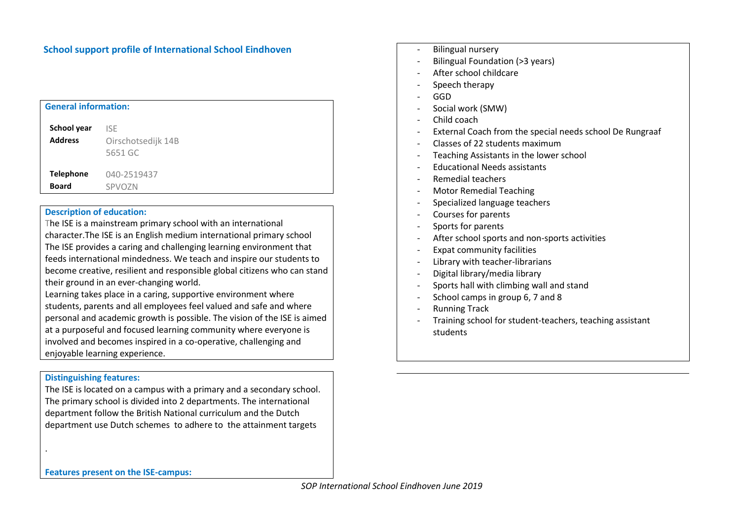## School support profile of International School Eindhoven

### General information:

| | |
|---|---|
| **School year** | ISE |
| **Address** | Oirschotsedijk 14B<br>5651 GC |
| **Telephone** | 040-2519437 |
| **Board** | SPVOZN |

### Description of education:

The ISE is a mainstream primary school with an international character.The ISE is an English medium international primary school The ISE provides a caring and challenging learning environment that feeds international mindedness. We teach and inspire our students to become creative, resilient and responsible global citizens who can stand their ground in an ever-changing world.

Learning takes place in a caring, supportive environment where students, parents and all employees feel valued and safe and where personal and academic growth is possible. The vision of the ISE is aimed at a purposeful and focused learning community where everyone is involved and becomes inspired in a co-operative, challenging and enjoyable learning experience.

### Distinguishing features:

The ISE is located on a campus with a primary and a secondary school. The primary school is divided into 2 departments. The international department follow the British National curriculum and the Dutch department use Dutch schemes to adhere to the attainment targets

.

### Features present on the ISE-campus:

- Bilingual nursery
- Bilingual Foundation (>3 years)
- After school childcare
- Speech therapy
- GGD
- Social work (SMW)
- Child coach
- External Coach from the special needs school De Rungraaf
- Classes of 22 students maximum
- Teaching Assistants in the lower school
- Educational Needs assistants
- Remedial teachers
- Motor Remedial Teaching
- Specialized language teachers
- Courses for parents
- Sports for parents
- After school sports and non-sports activities
- Expat community facilities
- Library with teacher-librarians
- Digital library/media library
- Sports hall with climbing wall and stand
- School camps in group 6, 7 and 8
- Running Track
- Training school for student-teachers, teaching assistant students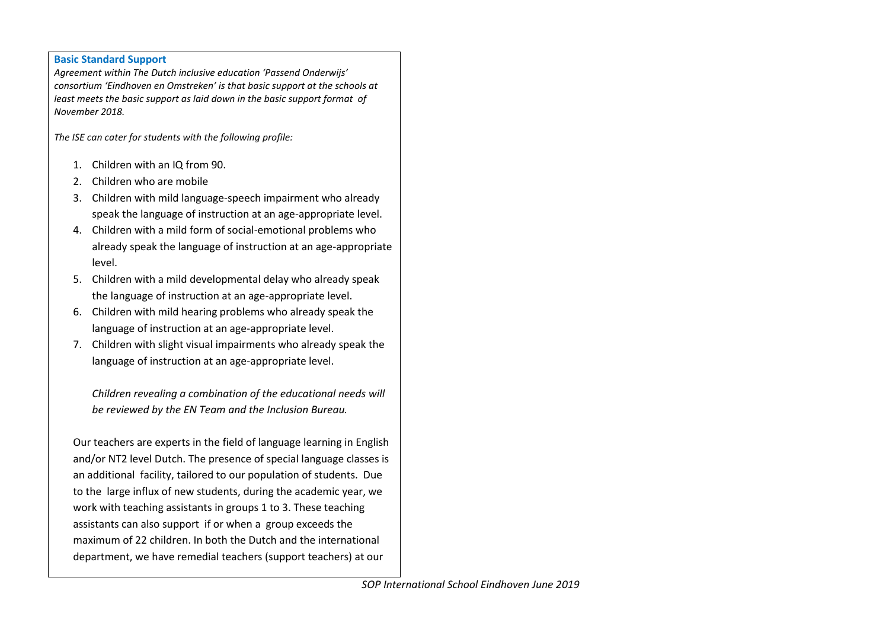### Basic Standard Support

*Agreement within The Dutch inclusive education 'Passend Onderwijs' consortium 'Eindhoven en Omstreken' is that basic support at the schools at least meets the basic support as laid down in the basic support format of November 2018.*

*The ISE can cater for students with the following profile:*

1. Children with an IQ from 90.
2. Children who are mobile
3. Children with mild language-speech impairment who already speak the language of instruction at an age-appropriate level.
4. Children with a mild form of social-emotional problems who already speak the language of instruction at an age-appropriate level.
5. Children with a mild developmental delay who already speak the language of instruction at an age-appropriate level.
6. Children with mild hearing problems who already speak the language of instruction at an age-appropriate level.
7. Children with slight visual impairments who already speak the language of instruction at an age-appropriate level.

*Children revealing a combination of the educational needs will be reviewed by the EN Team and the Inclusion Bureau.*

Our teachers are experts in the field of language learning in English and/or NT2 level Dutch. The presence of special language classes is an additional facility, tailored to our population of students. Due to the large influx of new students, during the academic year, we work with teaching assistants in groups 1 to 3. These teaching assistants can also support if or when a group exceeds the maximum of 22 children. In both the Dutch and the international department, we have remedial teachers (support teachers) at our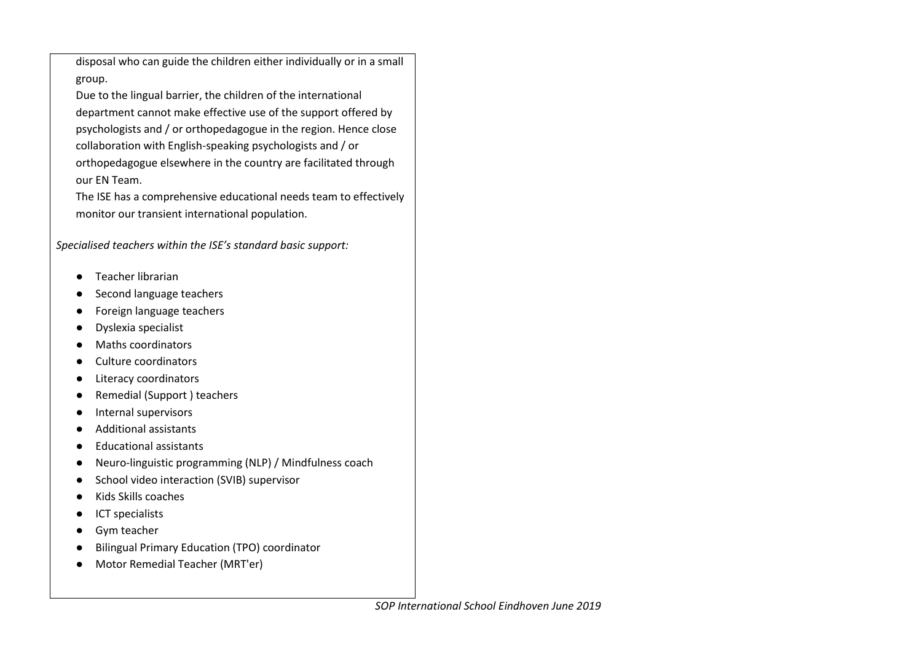disposal who can guide the children either individually or in a small group.

Due to the lingual barrier, the children of the international department cannot make effective use of the support offered by psychologists and / or orthopedagogue in the region. Hence close collaboration with English-speaking psychologists and / or orthopedagogue elsewhere in the country are facilitated through our EN Team.

The ISE has a comprehensive educational needs team to effectively monitor our transient international population.

*Specialised teachers within the ISE's standard basic support:*

- Teacher librarian
- Second language teachers
- Foreign language teachers
- Dyslexia specialist
- Maths coordinators
- Culture coordinators
- Literacy coordinators
- Remedial (Support ) teachers
- Internal supervisors
- Additional assistants
- Educational assistants
- Neuro-linguistic programming (NLP) / Mindfulness coach
- School video interaction (SVIB) supervisor
- Kids Skills coaches
- ICT specialists
- Gym teacher
- Bilingual Primary Education (TPO) coordinator
- Motor Remedial Teacher (MRT'er)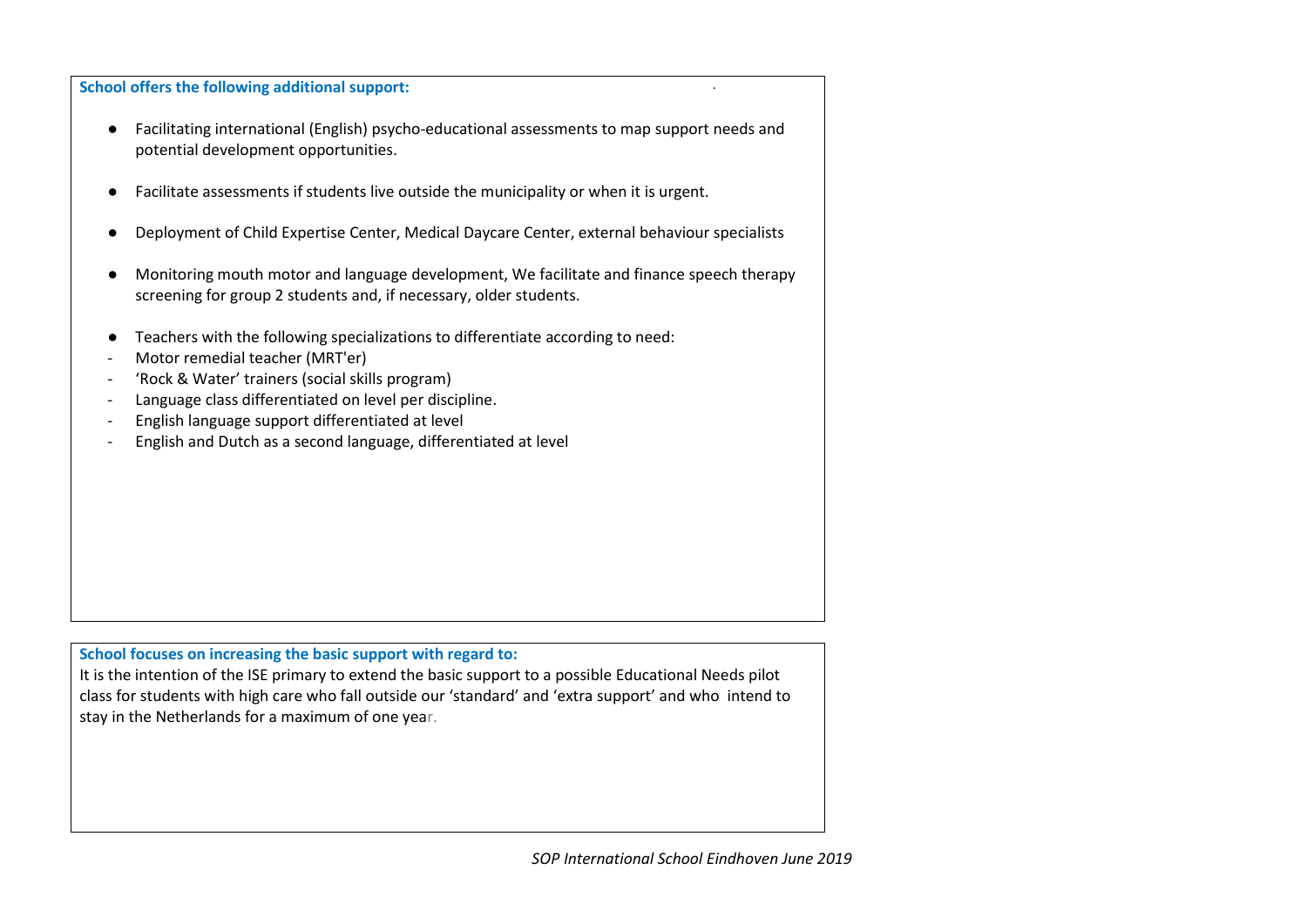**School offers the following additional support:**

- Facilitating international (English) psycho-educational assessments to map support needs and potential development opportunities.
- Facilitate assessments if students live outside the municipality or when it is urgent.
- Deployment of Child Expertise Center, Medical Daycare Center, external behaviour specialists
- Monitoring mouth motor and language development, We facilitate and finance speech therapy screening for group 2 students and, if necessary, older students.
- Teachers with the following specializations to differentiate according to need:
  - Motor remedial teacher (MRT'er)
  - 'Rock & Water' trainers (social skills program)
  - Language class differentiated on level per discipline.
  - English language support differentiated at level
  - English and Dutch as a second language, differentiated at level

**School focuses on increasing the basic support with regard to:**

It is the intention of the ISE primary to extend the basic support to a possible Educational Needs pilot class for students with high care who fall outside our 'standard' and 'extra support' and who intend to stay in the Netherlands for a maximum of one year.